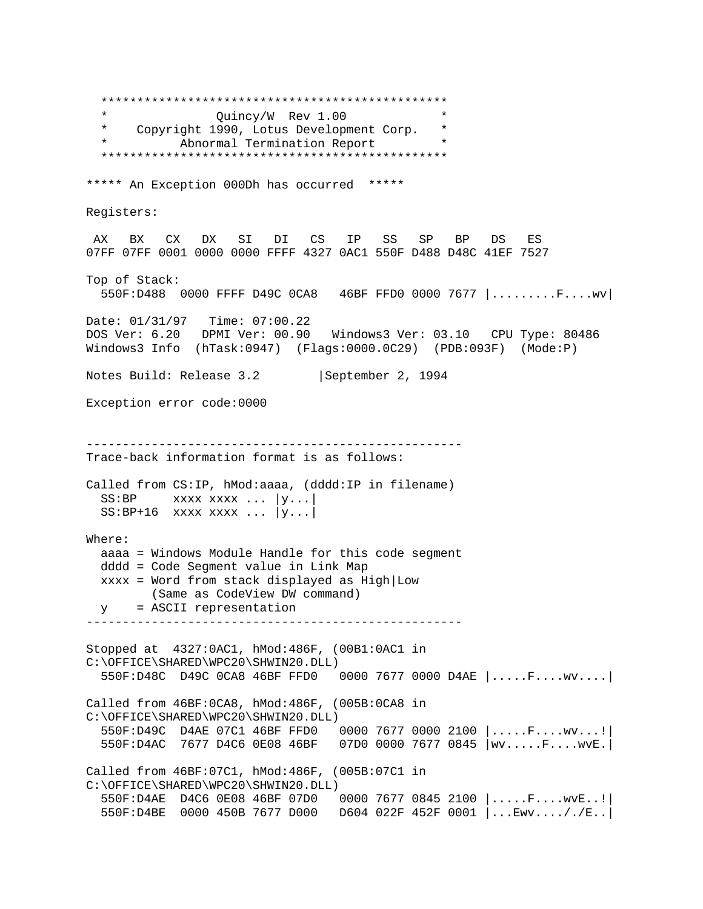```
  ***********************************************
  *              Quincy/W  Rev 1.00             *
  *    Copyright 1990, Lotus Development Corp.  *
  *          Abnormal Termination Report        *
  ***********************************************

***** An Exception 000Dh has occurred  *****

Registers:

 AX   BX   CX   DX   SI   DI   CS   IP   SS   SP   BP   DS   ES
07FF 07FF 0001 0000 0000 FFFF 4327 0AC1 550F D488 D48C 41EF 7527

Top of Stack:
  550F:D488  0000 FFFF D49C 0CA8   46BF FFD0 0000 7677 |.........F....wv|

Date: 01/31/97   Time: 07:00.22
DOS Ver: 6.20   DPMI Ver: 00.90   Windows3 Ver: 03.10   CPU Type: 80486
Windows3 Info  (hTask:0947)  (Flags:0000.0C29)  (PDB:093F)  (Mode:P)

Notes Build: Release 3.2        |September 2, 1994

Exception error code:0000


----------------------------------------------------
Trace-back information format is as follows:

Called from CS:IP, hMod:aaaa, (dddd:IP in filename)
  SS:BP     xxxx xxxx ... |y...|
  SS:BP+16  xxxx xxxx ... |y...|

Where:
  aaaa = Windows Module Handle for this code segment
  dddd = Code Segment value in Link Map
  xxxx = Word from stack displayed as High|Low
         (Same as CodeView DW command)
  y    = ASCII representation
----------------------------------------------------

Stopped at  4327:0AC1, hMod:486F, (00B1:0AC1 in
C:\OFFICE\SHARED\WPC20\SHWIN20.DLL)
  550F:D48C  D49C 0CA8 46BF FFD0   0000 7677 0000 D4AE |.....F....wv....|

Called from 46BF:0CA8, hMod:486F, (005B:0CA8 in
C:\OFFICE\SHARED\WPC20\SHWIN20.DLL)
  550F:D49C  D4AE 07C1 46BF FFD0   0000 7677 0000 2100 |.....F....wv...!|
  550F:D4AC  7677 D4C6 0E08 46BF   07D0 0000 7677 0845 |wv.....F....wvE.|

Called from 46BF:07C1, hMod:486F, (005B:07C1 in
C:\OFFICE\SHARED\WPC20\SHWIN20.DLL)
  550F:D4AE  D4C6 0E08 46BF 07D0   0000 7677 0845 2100 |.....F....wvE..!|
  550F:D4BE  0000 450B 7677 D000   D604 022F 452F 0001 |...Ewv..../.E..|
```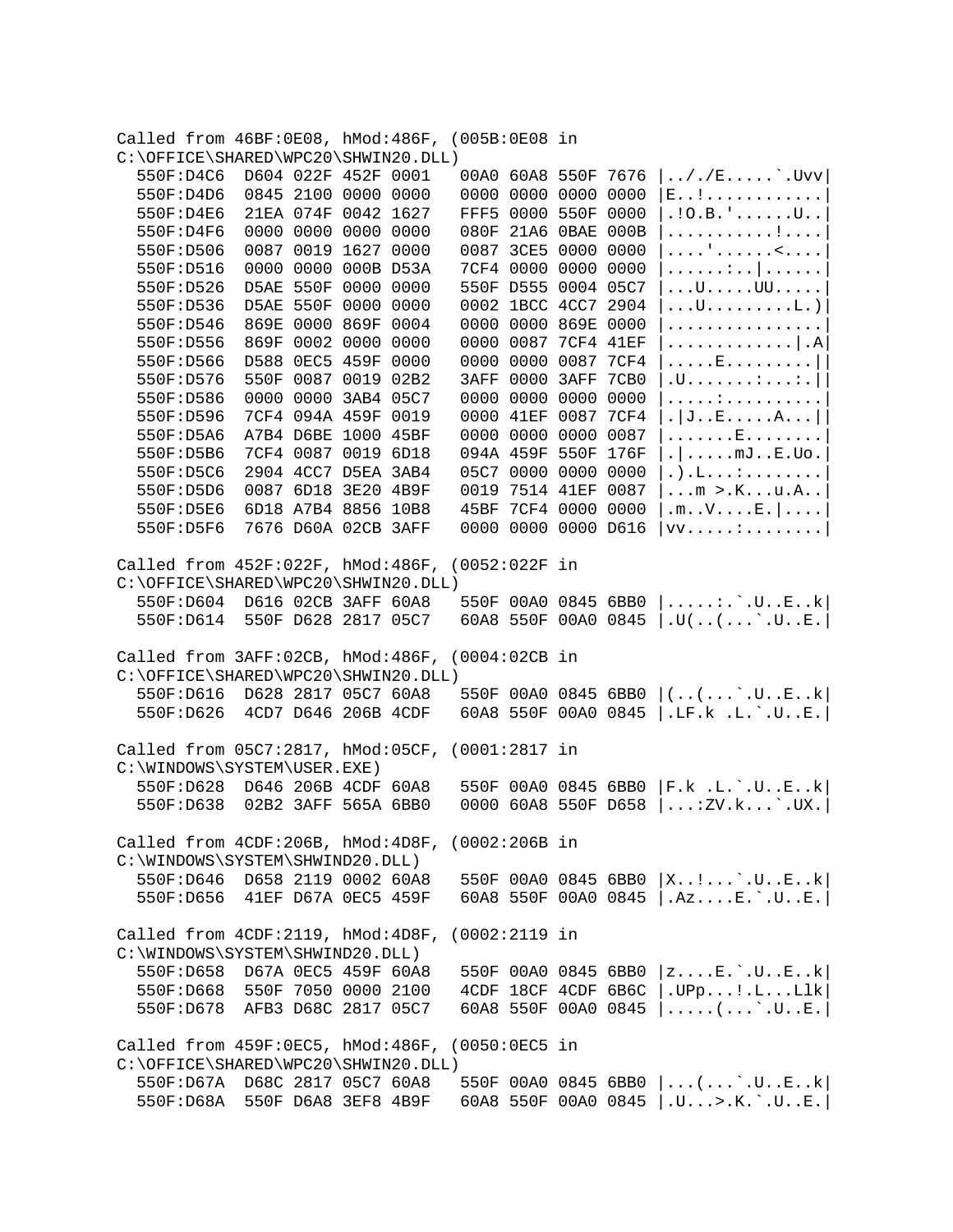```
Called from 46BF:0E08, hMod:486F, (005B:0E08 in
C:\OFFICE\SHARED\WPC20\SHWIN20.DLL)
  550F:D4C6  D604 022F 452F 0001   00A0 60A8 550F 7676 |../.../E.....`.Uvv|
  550F:D4D6  0845 2100 0000 0000   0000 0000 0000 0000 |E..!............|
  550F:D4E6  21EA 074F 0042 1627   FFF5 0000 550F 0000 |.!O.B.'......U..|
  550F:D4F6  0000 0000 0000 0000   080F 21A6 0BAE 000B |...........!....|
  550F:D506  0087 0019 1627 0000   0087 3CE5 0000 0000 |....'......<....|
  550F:D516  0000 0000 000B D53A   7CF4 0000 0000 0000 |......:..|......|
  550F:D526  D5AE 550F 0000 0000   550F D555 0004 05C7 |...U.....UU.....|
  550F:D536  D5AE 550F 0000 0000   0002 1BCC 4CC7 2904 |...U.........L.)|
  550F:D546  869E 0000 869F 0004   0000 0000 869E 0000 |................|
  550F:D556  869F 0002 0000 0000   0000 0087 7CF4 41EF |.............|.A|
  550F:D566  D588 0EC5 459F 0000   0000 0000 0087 7CF4 |.....E.........||
  550F:D576  550F 0087 0019 02B2   3AFF 0000 3AFF 7CB0 |.U.......:...:.||
  550F:D586  0000 0000 3AB4 05C7   0000 0000 0000 0000 |....:..........|
  550F:D596  7CF4 094A 459F 0019   0000 41EF 0087 7CF4 |.|J..E.....A...||
  550F:D5A6  A7B4 D6BE 1000 45BF   0000 0000 0000 0087 |.......E........|
  550F:D5B6  7CF4 0087 0019 6D18   094A 459F 550F 176F |.|.....mJ..E.Uo.|
  550F:D5C6  2904 4CC7 D5EA 3AB4   05C7 0000 0000 0000 |.).L...:........|
  550F:D5D6  0087 6D18 3E20 4B9F   0019 7514 41EF 0087 |...m >.K...u.A..|
  550F:D5E6  6D18 A7B4 8856 10B8   45BF 7CF4 0000 0000 |.m..V....E.|....|
  550F:D5F6  7676 D60A 02CB 3AFF   0000 0000 0000 D616 |vv.....:........|

Called from 452F:022F, hMod:486F, (0052:022F in
C:\OFFICE\SHARED\WPC20\SHWIN20.DLL)
  550F:D604  D616 02CB 3AFF 60A8   550F 00A0 0845 6BB0 |.....:.`.U..E..k|
  550F:D614  550F D628 2817 05C7   60A8 550F 00A0 0845 |.U(..(...`.U..E.|

Called from 3AFF:02CB, hMod:486F, (0004:02CB in
C:\OFFICE\SHARED\WPC20\SHWIN20.DLL)
  550F:D616  D628 2817 05C7 60A8   550F 00A0 0845 6BB0 |(..(...`.U..E..k|
  550F:D626  4CD7 D646 206B 4CDF   60A8 550F 00A0 0845 |.LF.k .L.`.U..E.|

Called from 05C7:2817, hMod:05CF, (0001:2817 in
C:\WINDOWS\SYSTEM\USER.EXE)
  550F:D628  D646 206B 4CDF 60A8   550F 00A0 0845 6BB0 |F.k .L.`.U..E..k|
  550F:D638  02B2 3AFF 565A 6BB0   0000 60A8 550F D658 |...:ZV.k...`.UX.|

Called from 4CDF:206B, hMod:4D8F, (0002:206B in
C:\WINDOWS\SYSTEM\SHWIND20.DLL)
  550F:D646  D658 2119 0002 60A8   550F 00A0 0845 6BB0 |X..!...`.U..E..k|
  550F:D656  41EF D67A 0EC5 459F   60A8 550F 00A0 0845 |.Az....E.`.U..E.|

Called from 4CDF:2119, hMod:4D8F, (0002:2119 in
C:\WINDOWS\SYSTEM\SHWIND20.DLL)
  550F:D658  D67A 0EC5 459F 60A8   550F 00A0 0845 6BB0 |z....E.`.U..E..k|
  550F:D668  550F 7050 0000 2100   4CDF 18CF 4CDF 6B6C |.UPp...!.L...Llk|
  550F:D678  AFB3 D68C 2817 05C7   60A8 550F 00A0 0845 |.....(...`.U..E.|

Called from 459F:0EC5, hMod:486F, (0050:0EC5 in
C:\OFFICE\SHARED\WPC20\SHWIN20.DLL)
  550F:D67A  D68C 2817 05C7 60A8   550F 00A0 0845 6BB0 |...(...`.U..E..k|
  550F:D68A  550F D6A8 3EF8 4B9F   60A8 550F 00A0 0845 |.U...>.K.`.U..E.|
```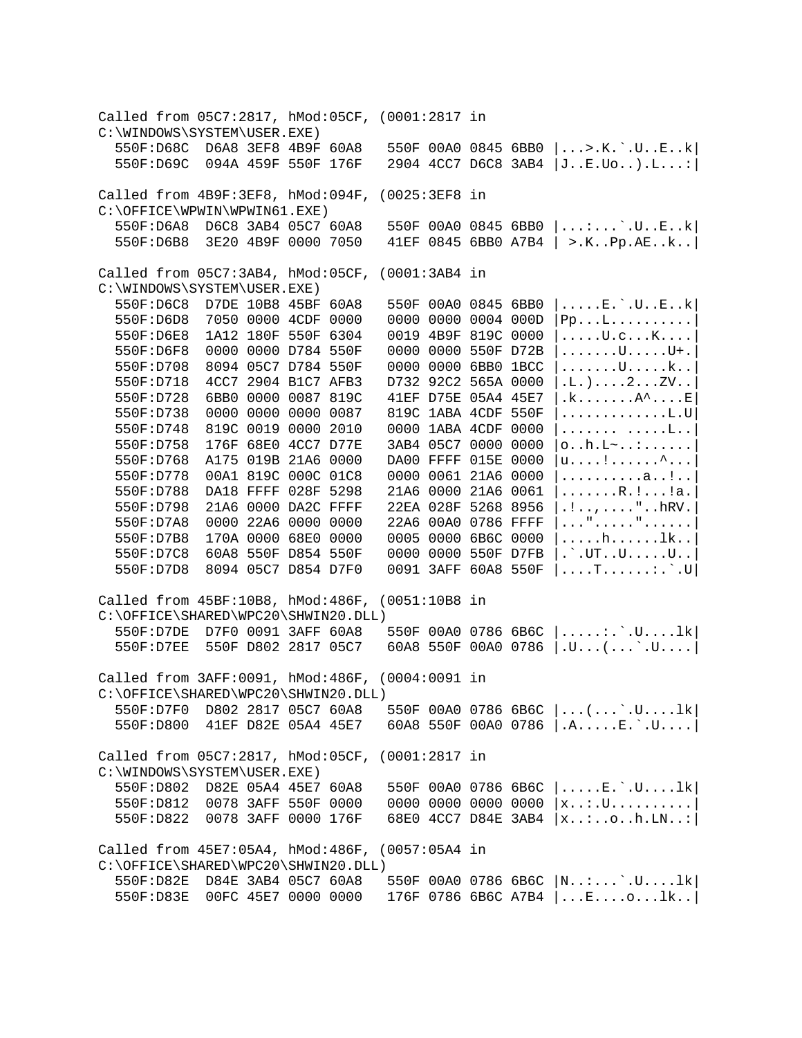```
Called from 05C7:2817, hMod:05CF, (0001:2817 in
C:\WINDOWS\SYSTEM\USER.EXE)
  550F:D68C  D6A8 3EF8 4B9F 60A8   550F 00A0 0845 6BB0 |...>.K.`.U..E..k|
  550F:D69C  094A 459F 550F 176F   2904 4CC7 D6C8 3AB4 |J..E.Uo..).L...:|

Called from 4B9F:3EF8, hMod:094F, (0025:3EF8 in
C:\OFFICE\WPWIN\WPWIN61.EXE)
  550F:D6A8  D6C8 3AB4 05C7 60A8   550F 00A0 0845 6BB0 |...:...`.U..E..k|
  550F:D6B8  3E20 4B9F 0000 7050   41EF 0845 6BB0 A7B4 | >.K..Pp.AE..k..|

Called from 05C7:3AB4, hMod:05CF, (0001:3AB4 in
C:\WINDOWS\SYSTEM\USER.EXE)
  550F:D6C8  D7DE 10B8 45BF 60A8   550F 00A0 0845 6BB0 |.....E.`.U..E..k|
  550F:D6D8  7050 0000 4CDF 0000   0000 0000 0004 000D |Pp...L..........|
  550F:D6E8  1A12 180F 550F 6304   0019 4B9F 819C 0000 |.....U.c...K....|
  550F:D6F8  0000 0000 D784 550F   0000 0000 550F D72B |.......U.....U+.|
  550F:D708  8094 05C7 D784 550F   0000 0000 6BB0 1BCC |.......U.....k..|
  550F:D718  4CC7 2904 B1C7 AFB3   D732 92C2 565A 0000 |.L.)....2...ZV..|
  550F:D728  6BB0 0000 0087 819C   41EF D75E 05A4 45E7 |.k.......A^....E|
  550F:D738  0000 0000 0000 0087   819C 1ABA 4CDF 550F |............L.U|
  550F:D748  819C 0019 0000 2010   0000 1ABA 4CDF 0000 |....... .....L..|
  550F:D758  176F 68E0 4CC7 D77E   3AB4 05C7 0000 0000 |o..h.L~..:......|
  550F:D768  A175 019B 21A6 0000   DA00 FFFF 015E 0000 |u....!......^...|
  550F:D778  00A1 819C 000C 01C8   0000 0061 21A6 0000 |..........a..!..|
  550F:D788  DA18 FFFF 028F 5298   21A6 0000 21A6 0061 |.......R.!...!a.|
  550F:D798  21A6 0000 DA2C FFFF   22EA 028F 5268 8956 |.!..,....."..hRV.|
  550F:D7A8  0000 22A6 0000 0000   22A6 00A0 0786 FFFF |..."....."......|
  550F:D7B8  170A 0000 68E0 0000   0005 0000 6B6C 0000 |.....h......lk..|
  550F:D7C8  60A8 550F D854 550F   0000 0000 550F D7FB |.`.UT..U.....U..|
  550F:D7D8  8094 05C7 D854 D7F0   0091 3AFF 60A8 550F |....T......:.`.U|

Called from 45BF:10B8, hMod:486F, (0051:10B8 in
C:\OFFICE\SHARED\WPC20\SHWIN20.DLL)
  550F:D7DE  D7F0 0091 3AFF 60A8   550F 00A0 0786 6B6C |.....:.`.U....lk|
  550F:D7EE  550F D802 2817 05C7   60A8 550F 00A0 0786 |.U...(...`.U....|

Called from 3AFF:0091, hMod:486F, (0004:0091 in
C:\OFFICE\SHARED\WPC20\SHWIN20.DLL)
  550F:D7F0  D802 2817 05C7 60A8   550F 00A0 0786 6B6C |...(...`.U....lk|
  550F:D800  41EF D82E 05A4 45E7   60A8 550F 00A0 0786 |.A.....E.`.U....|

Called from 05C7:2817, hMod:05CF, (0001:2817 in
C:\WINDOWS\SYSTEM\USER.EXE)
  550F:D802  D82E 05A4 45E7 60A8   550F 00A0 0786 6B6C |.....E.`.U....lk|
  550F:D812  0078 3AFF 550F 0000   0000 0000 0000 0000 |x..:.U..........|
  550F:D822  0078 3AFF 0000 176F   68E0 4CC7 D84E 3AB4 |x..:...o..h.LN..:|

Called from 45E7:05A4, hMod:486F, (0057:05A4 in
C:\OFFICE\SHARED\WPC20\SHWIN20.DLL)
  550F:D82E  D84E 3AB4 05C7 60A8   550F 00A0 0786 6B6C |N..:...`.U....lk|
  550F:D83E  00FC 45E7 0000 0000   176F 0786 6B6C A7B4 |...E....o...lk..|
```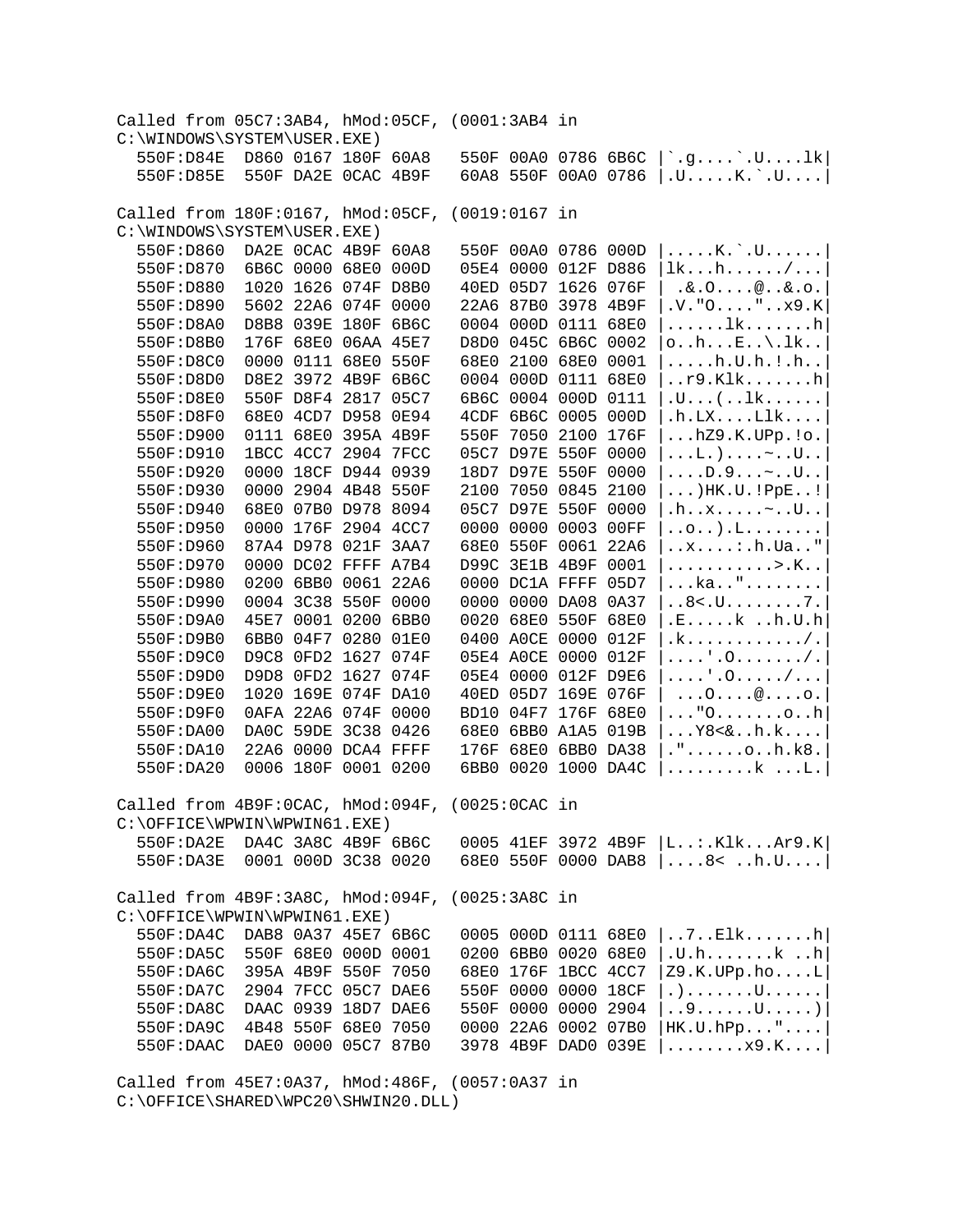```
Called from 05C7:3AB4, hMod:05CF, (0001:3AB4 in
C:\WINDOWS\SYSTEM\USER.EXE)
  550F:D84E  D860 0167 180F 60A8   550F 00A0 0786 6B6C |`.g....`.U....lk|
  550F:D85E  550F DA2E 0CAC 4B9F   60A8 550F 00A0 0786 |.U.....K.`.U....|

Called from 180F:0167, hMod:05CF, (0019:0167 in
C:\WINDOWS\SYSTEM\USER.EXE)
  550F:D860  DA2E 0CAC 4B9F 60A8   550F 00A0 0786 000D |.....K.`.U......|
  550F:D870  6B6C 0000 68E0 000D   05E4 0000 012F D886 |lk...h....../...|
  550F:D880  1020 1626 074F D8B0   40ED 05D7 1626 076F | .&.O....@..&.o.|
  550F:D890  5602 22A6 074F 0000   22A6 87B0 3978 4B9F |.V."O...."..x9.K|
  550F:D8A0  D8B8 039E 180F 6B6C   0004 000D 0111 68E0 |......lk.......h|
  550F:D8B0  176F 68E0 06AA 45E7   D8D0 045C 6B6C 0002 |o..h...E..\.lk..|
  550F:D8C0  0000 0111 68E0 550F   68E0 2100 68E0 0001 |.....h.U.h.!.h..|
  550F:D8D0  D8E2 3972 4B9F 6B6C   0004 000D 0111 68E0 |..r9.Klk.......h|
  550F:D8E0  550F D8F4 2817 05C7   6B6C 0004 000D 0111 |.U...(..lk......|
  550F:D8F0  68E0 4CD7 D958 0E94   4CDF 6B6C 0005 000D |.h.LX....Llk....|
  550F:D900  0111 68E0 395A 4B9F   550F 7050 2100 176F |...hZ9.K.UPp.!o.|
  550F:D910  1BCC 4CC7 2904 7FCC   05C7 D97E 550F 0000 |...L.)....~..U..|
  550F:D920  0000 18CF D944 0939   18D7 D97E 550F 0000 |....D.9...~..U..|
  550F:D930  0000 2904 4B48 550F   2100 7050 0845 2100 |...)HK.U.!PpE..!|
  550F:D940  68E0 07B0 D978 8094   05C7 D97E 550F 0000 |.h..x.....~..U..|
  550F:D950  0000 176F 2904 4CC7   0000 0000 0003 00FF |..o..).L........|
  550F:D960  87A4 D978 021F 3AA7   68E0 550F 0061 22A6 |..x....:.h.Ua.."|
  550F:D970  0000 DC02 FFFF A7B4   D99C 3E1B 4B9F 0001 |...........>.K..|
  550F:D980  0200 6BB0 0061 22A6   0000 DC1A FFFF 05D7 |...ka.."........|
  550F:D990  0004 3C38 550F 0000   0000 0000 DA08 0A37 |..8<.U........7.|
  550F:D9A0  45E7 0001 0200 6BB0   0020 68E0 550F 68E0 |.E.....k ..h.U.h|
  550F:D9B0  6BB0 04F7 0280 01E0   0400 A0CE 0000 012F |.k............/.|
  550F:D9C0  D9C8 0FD2 1627 074F   05E4 A0CE 0000 012F |....'.O......./.|
  550F:D9D0  D9D8 0FD2 1627 074F   05E4 0000 012F D9E6 |....'.O...../...|
  550F:D9E0  1020 169E 074F DA10   40ED 05D7 169E 076F | ...O....@....o.|
  550F:D9F0  0AFA 22A6 074F 0000   BD10 04F7 176F 68E0 |..."O.......o..h|
  550F:DA00  DA0C 59DE 3C38 0426   68E0 6BB0 A1A5 019B |...Y8<&..h.k....|
  550F:DA10  22A6 0000 DCA4 FFFF   176F 68E0 6BB0 DA38 |."......o..h.k8.|
  550F:DA20  0006 180F 0001 0200   6BB0 0020 1000 DA4C |.........k ...L.|

Called from 4B9F:0CAC, hMod:094F, (0025:0CAC in
C:\OFFICE\WPWIN\WPWIN61.EXE)
  550F:DA2E  DA4C 3A8C 4B9F 6B6C   0005 41EF 3972 4B9F |L..:.Klk...Ar9.K|
  550F:DA3E  0001 000D 3C38 0020   68E0 550F 0000 DAB8 |....8< ..h.U....|

Called from 4B9F:3A8C, hMod:094F, (0025:3A8C in
C:\OFFICE\WPWIN\WPWIN61.EXE)
  550F:DA4C  DAB8 0A37 45E7 6B6C   0005 000D 0111 68E0 |..7..Elk.......h|
  550F:DA5C  550F 68E0 000D 0001   0200 6BB0 0020 68E0 |.U.h.......k ..h|
  550F:DA6C  395A 4B9F 550F 7050   68E0 176F 1BCC 4CC7 |Z9.K.UPp.ho....L|
  550F:DA7C  2904 7FCC 05C7 DAE6   550F 0000 0000 18CF |.).......U......|
  550F:DA8C  DAAC 0939 18D7 DAE6   550F 0000 0000 2904 |..9......U.....)|
  550F:DA9C  4B48 550F 68E0 7050   0000 22A6 0002 07B0 |HK.U.hPp..."....|
  550F:DAAC  DAE0 0000 05C7 87B0   3978 4B9F DAD0 039E |........x9.K....|

Called from 45E7:0A37, hMod:486F, (0057:0A37 in
C:\OFFICE\SHARED\WPC20\SHWIN20.DLL)
```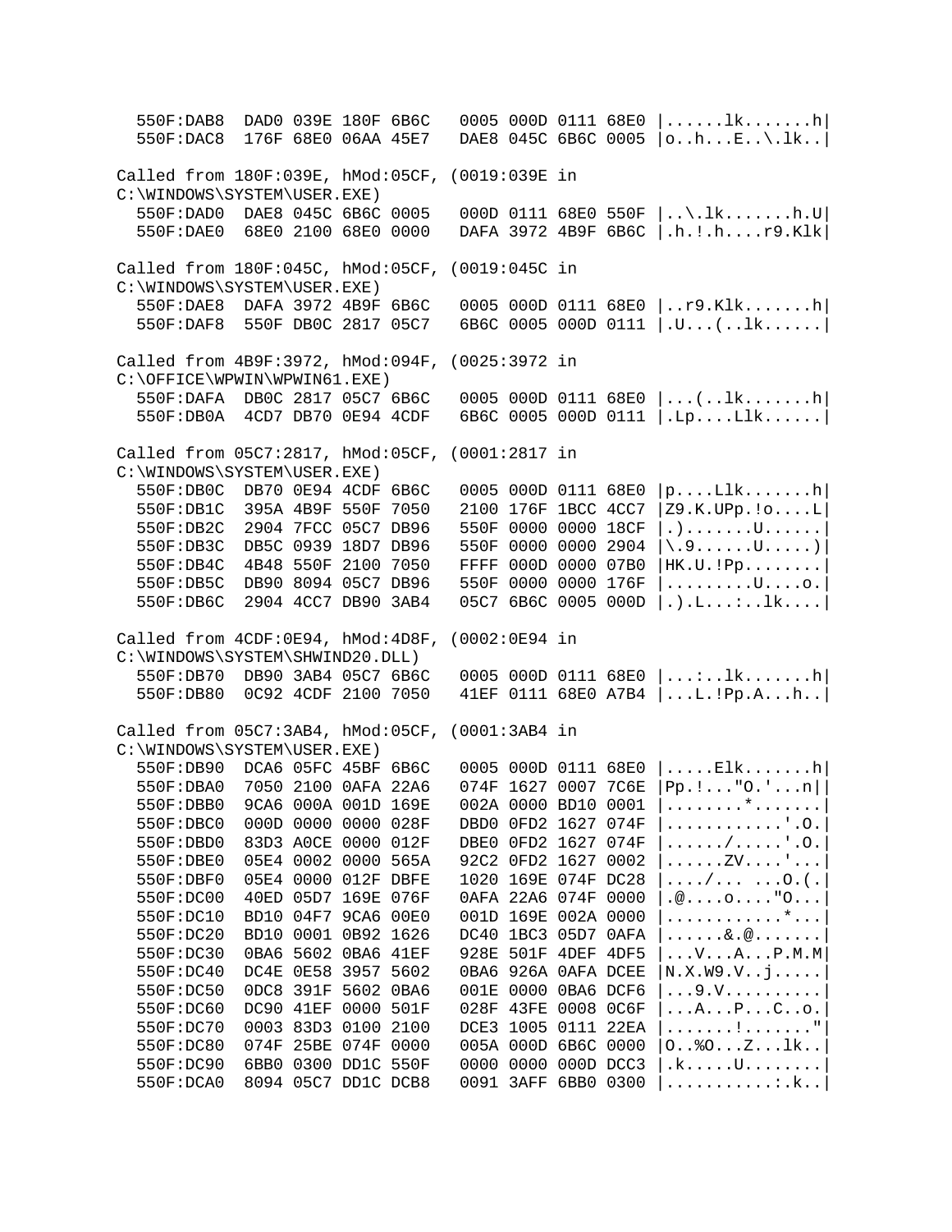```
  550F:DAB8  DAD0 039E 180F 6B6C   0005 000D 0111 68E0 |......lk.......h|
  550F:DAC8  176F 68E0 06AA 45E7   DAE8 045C 6B6C 0005 |o..h...E..\.lk..|

Called from 180F:039E, hMod:05CF, (0019:039E in
C:\WINDOWS\SYSTEM\USER.EXE)
  550F:DAD0  DAE8 045C 6B6C 0005   000D 0111 68E0 550F |..\.lk.......h.U|
  550F:DAE0  68E0 2100 68E0 0000   DAFA 3972 4B9F 6B6C |.h.!.h....r9.Klk|

Called from 180F:045C, hMod:05CF, (0019:045C in
C:\WINDOWS\SYSTEM\USER.EXE)
  550F:DAE8  DAFA 3972 4B9F 6B6C   0005 000D 0111 68E0 |..r9.Klk.......h|
  550F:DAF8  550F DB0C 2817 05C7   6B6C 0005 000D 0111 |.U...(..lk......|

Called from 4B9F:3972, hMod:094F, (0025:3972 in
C:\OFFICE\WPWIN\WPWIN61.EXE)
  550F:DAFA  DB0C 2817 05C7 6B6C   0005 000D 0111 68E0 |...(..lk.......h|
  550F:DB0A  4CD7 DB70 0E94 4CDF   6B6C 0005 000D 0111 |.Lp....Llk......|

Called from 05C7:2817, hMod:05CF, (0001:2817 in
C:\WINDOWS\SYSTEM\USER.EXE)
  550F:DB0C  DB70 0E94 4CDF 6B6C   0005 000D 0111 68E0 |p....Llk.......h|
  550F:DB1C  395A 4B9F 550F 7050   2100 176F 1BCC 4CC7 |Z9.K.UPp.!o....L|
  550F:DB2C  2904 7FCC 05C7 DB96   550F 0000 0000 18CF |.).......U......|
  550F:DB3C  DB5C 0939 18D7 DB96   550F 0000 0000 2904 |\.9......U.....)|
  550F:DB4C  4B48 550F 2100 7050   FFFF 000D 0000 07B0 |HK.U.!Pp........|
  550F:DB5C  DB90 8094 05C7 DB96   550F 0000 0000 176F |.........U....o.|
  550F:DB6C  2904 4CC7 DB90 3AB4   05C7 6B6C 0005 000D |.).L...:..lk....|

Called from 4CDF:0E94, hMod:4D8F, (0002:0E94 in
C:\WINDOWS\SYSTEM\SHWIND20.DLL)
  550F:DB70  DB90 3AB4 05C7 6B6C   0005 000D 0111 68E0 |...:..lk.......h|
  550F:DB80  0C92 4CDF 2100 7050   41EF 0111 68E0 A7B4 |...L.!Pp.A...h..|

Called from 05C7:3AB4, hMod:05CF, (0001:3AB4 in
C:\WINDOWS\SYSTEM\USER.EXE)
  550F:DB90  DCA6 05FC 45BF 6B6C   0005 000D 0111 68E0 |.....Elk.......h|
  550F:DBA0  7050 2100 0AFA 22A6   074F 1627 0007 7C6E |Pp.!..."O.'...n||
  550F:DBB0  9CA6 000A 001D 169E   002A 0000 BD10 0001 |........*.......|
  550F:DBC0  000D 0000 0000 028F   DBD0 0FD2 1627 074F |............'.O.|
  550F:DBD0  83D3 A0CE 0000 012F   DBE0 0FD2 1627 074F |....../.....'.O.|
  550F:DBE0  05E4 0002 0000 565A   92C2 0FD2 1627 0002 |......ZV....'...|
  550F:DBF0  05E4 0000 012F DBFE   1020 169E 074F DC28 |..../... ...O.(.|
  550F:DC00  40ED 05D7 169E 076F   0AFA 22A6 074F 0000 |.@....o...."O...|
  550F:DC10  BD10 04F7 9CA6 00E0   001D 169E 002A 0000 |............*...|
  550F:DC20  BD10 0001 0B92 1626   DC40 1BC3 05D7 0AFA |......&.@.......|
  550F:DC30  0BA6 5602 0BA6 41EF   928E 501F 4DEF 4DF5 |...V...A...P.M.M|
  550F:DC40  DC4E 0E58 3957 5602   0BA6 926A 0AFA DCEE |N.X.W9.V..j.....|
  550F:DC50  0DC8 391F 5602 0BA6   001E 0000 0BA6 DCF6 |...9.V..........|
  550F:DC60  DC90 41EF 0000 501F   028F 43FE 0008 0C6F |...A...P...C..o.|
  550F:DC70  0003 83D3 0100 2100   DCE3 1005 0111 22EA |.......!......."|
  550F:DC80  074F 25BE 074F 0000   005A 000D 6B6C 0000 |O..%O...Z...lk..|
  550F:DC90  6BB0 0300 DD1C 550F   0000 0000 000D DCC3 |.k.....U........|
  550F:DCA0  8094 05C7 DD1C DCB8   0091 3AFF 6BB0 0300 |..........:.k..|
```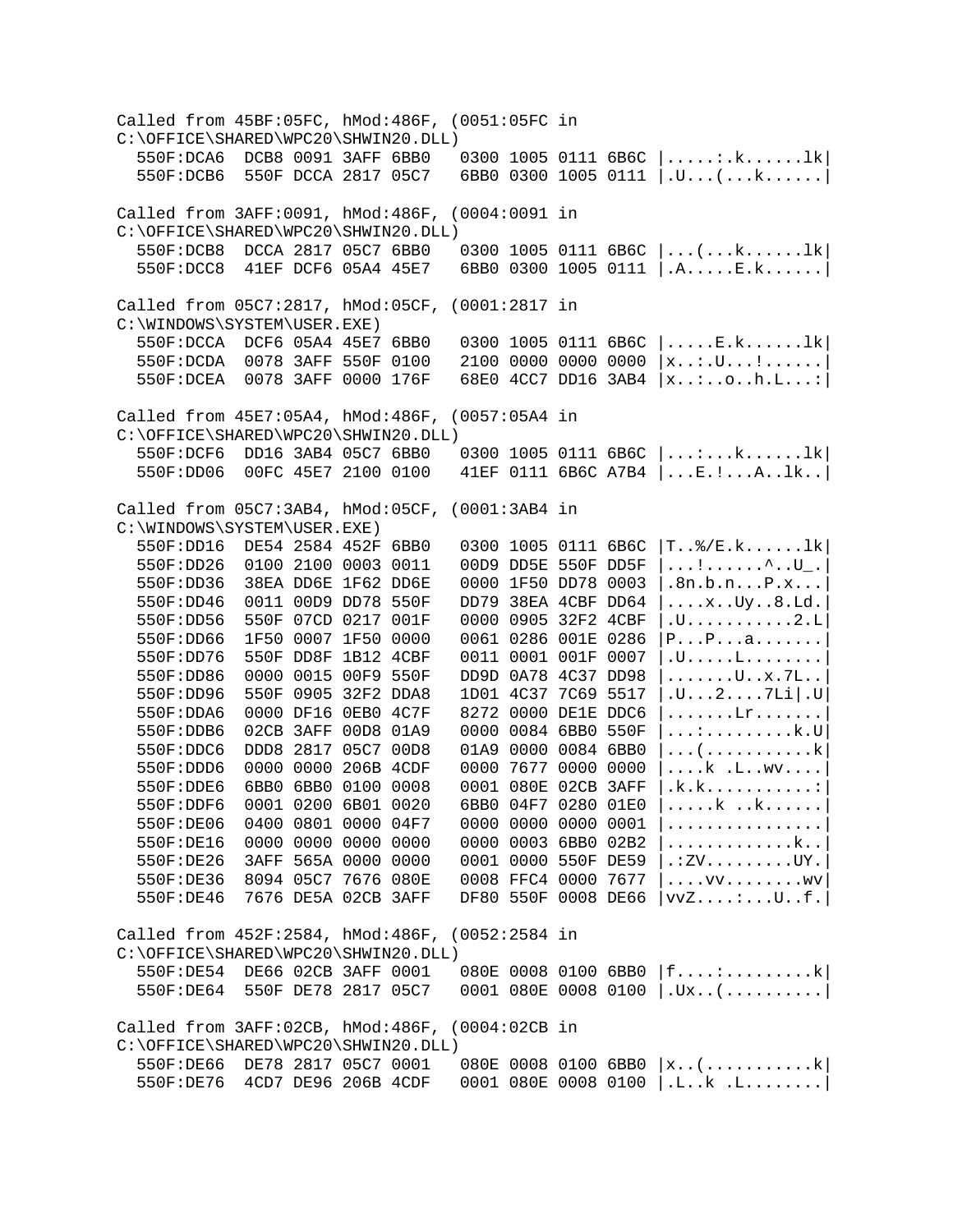```
Called from 45BF:05FC, hMod:486F, (0051:05FC in
C:\OFFICE\SHARED\WPC20\SHWIN20.DLL)
  550F:DCA6  DCB8 0091 3AFF 6BB0   0300 1005 0111 6B6C |.....:.k......lk|
  550F:DCB6  550F DCCA 2817 05C7   6BB0 0300 1005 0111 |.U...(...k......|

Called from 3AFF:0091, hMod:486F, (0004:0091 in
C:\OFFICE\SHARED\WPC20\SHWIN20.DLL)
  550F:DCB8  DCCA 2817 05C7 6BB0   0300 1005 0111 6B6C |...(...k......lk|
  550F:DCC8  41EF DCF6 05A4 45E7   6BB0 0300 1005 0111 |.A.....E.k......|

Called from 05C7:2817, hMod:05CF, (0001:2817 in
C:\WINDOWS\SYSTEM\USER.EXE)
  550F:DCCA  DCF6 05A4 45E7 6BB0   0300 1005 0111 6B6C |.....E.k......lk|
  550F:DCDA  0078 3AFF 550F 0100   2100 0000 0000 0000 |x..:.U...!......|
  550F:DCEA  0078 3AFF 0000 176F   68E0 4CC7 DD16 3AB4 |x..:..o..h.L...:|

Called from 45E7:05A4, hMod:486F, (0057:05A4 in
C:\OFFICE\SHARED\WPC20\SHWIN20.DLL)
  550F:DCF6  DD16 3AB4 05C7 6BB0   0300 1005 0111 6B6C |...:...k......lk|
  550F:DD06  00FC 45E7 2100 0100   41EF 0111 6B6C A7B4 |...E.!...A..lk..|

Called from 05C7:3AB4, hMod:05CF, (0001:3AB4 in
C:\WINDOWS\SYSTEM\USER.EXE)
  550F:DD16  DE54 2584 452F 6BB0   0300 1005 0111 6B6C |T..%/E.k......lk|
  550F:DD26  0100 2100 0003 0011   00D9 DD5E 550F DD5F |...!......^..U_.|
  550F:DD36  38EA DD6E 1F62 DD6E   0000 1F50 DD78 0003 |.8n.b.n...P.x...|
  550F:DD46  0011 00D9 DD78 550F   DD79 38EA 4CBF DD64 |....x..Uy..8.Ld.|
  550F:DD56  550F 07CD 0217 001F   0000 0905 32F2 4CBF |.U...........2.L|
  550F:DD66  1F50 0007 1F50 0000   0061 0286 001E 0286 |P...P...a.......|
  550F:DD76  550F DD8F 1B12 4CBF   0011 0001 001F 0007 |.U.....L........|
  550F:DD86  0000 0015 00F9 550F   DD9D 0A78 4C37 DD98 |.......U..x.7L..|
  550F:DD96  550F 0905 32F2 DDA8   1D01 4C37 7C69 5517 |.U...2....7Li|.U|
  550F:DDA6  0000 DF16 0EB0 4C7F   8272 0000 DE1E DDC6 |.......Lr.......|
  550F:DDB6  02CB 3AFF 00D8 01A9   0000 0084 6BB0 550F |...:.........k.U|
  550F:DDC6  DDD8 2817 05C7 00D8   01A9 0000 0084 6BB0 |...(...........k|
  550F:DDD6  0000 0000 206B 4CDF   0000 7677 0000 0000 |....k .L..wv....|
  550F:DDE6  6BB0 6BB0 0100 0008   0001 080E 02CB 3AFF |.k.k...........:|
  550F:DDF6  0001 0200 6B01 0020   6BB0 04F7 0280 01E0 |.....k ..k......|
  550F:DE06  0400 0801 0000 04F7   0000 0000 0000 0001 |................|
  550F:DE16  0000 0000 0000 0000   0000 0003 6BB0 02B2 |.............k..|
  550F:DE26  3AFF 565A 0000 0000   0001 0000 550F DE59 |.:ZV.........UY.|
  550F:DE36  8094 05C7 7676 080E   0008 FFC4 0000 7677 |....vv........wv|
  550F:DE46  7676 DE5A 02CB 3AFF   DF80 550F 0008 DE66 |vvZ....:...U..f.|

Called from 452F:2584, hMod:486F, (0052:2584 in
C:\OFFICE\SHARED\WPC20\SHWIN20.DLL)
  550F:DE54  DE66 02CB 3AFF 0001   080E 0008 0100 6BB0 |f....:.........k|
  550F:DE64  550F DE78 2817 05C7   0001 080E 0008 0100 |.Ux..(..........|

Called from 3AFF:02CB, hMod:486F, (0004:02CB in
C:\OFFICE\SHARED\WPC20\SHWIN20.DLL)
  550F:DE66  DE78 2817 05C7 0001   080E 0008 0100 6BB0 |x..(...........k|
  550F:DE76  4CD7 DE96 206B 4CDF   0001 080E 0008 0100 |.L..k .L........|
```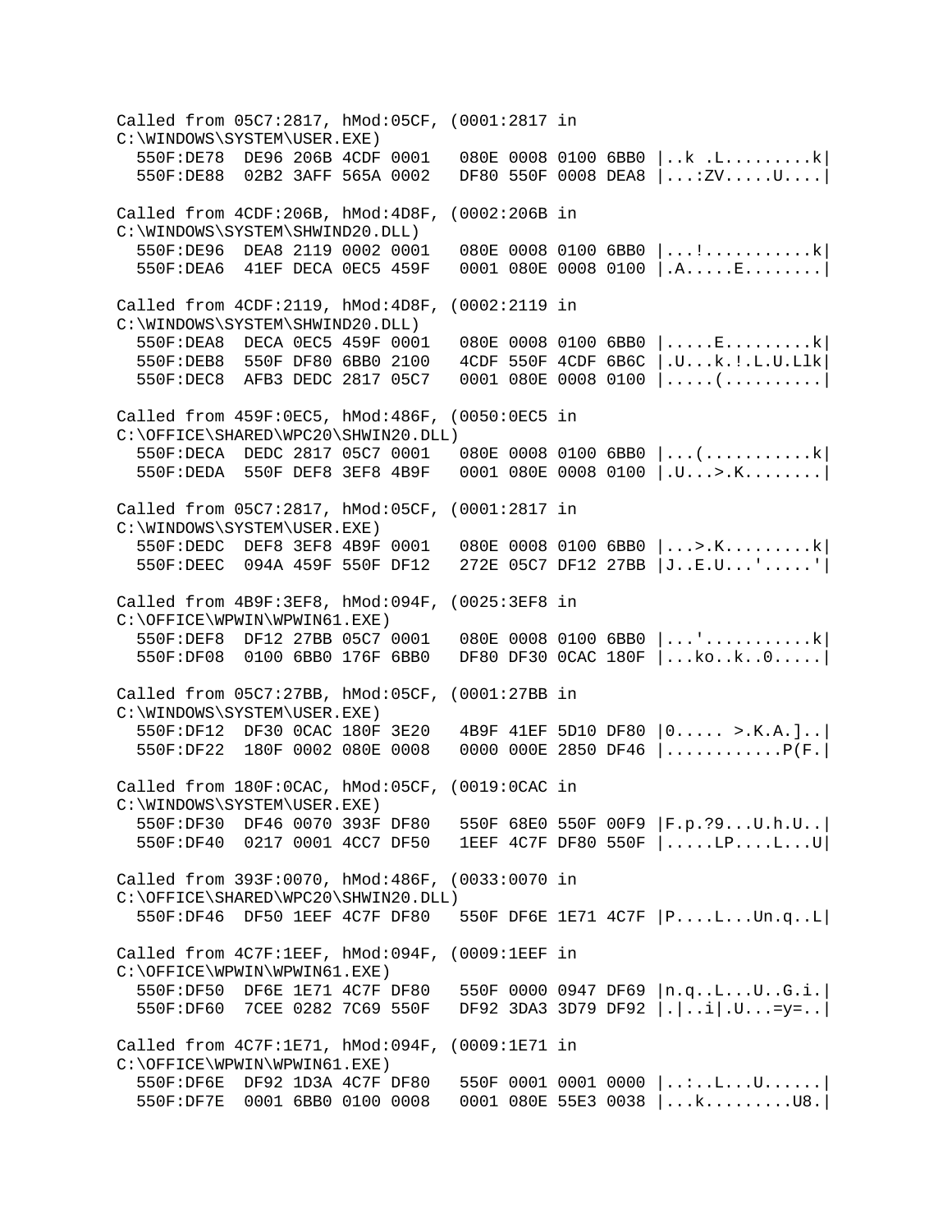```
Called from 05C7:2817, hMod:05CF, (0001:2817 in
C:\WINDOWS\SYSTEM\USER.EXE)
  550F:DE78  DE96 206B 4CDF 0001   080E 0008 0100 6BB0 |..k .L.........k|
  550F:DE88  02B2 3AFF 565A 0002   DF80 550F 0008 DEA8 |...:ZV.....U....|

Called from 4CDF:206B, hMod:4D8F, (0002:206B in
C:\WINDOWS\SYSTEM\SHWIND20.DLL)
  550F:DE96  DEA8 2119 0002 0001   080E 0008 0100 6BB0 |...!...........k|
  550F:DEA6  41EF DECA 0EC5 459F   0001 080E 0008 0100 |.A.....E........|

Called from 4CDF:2119, hMod:4D8F, (0002:2119 in
C:\WINDOWS\SYSTEM\SHWIND20.DLL)
  550F:DEA8  DECA 0EC5 459F 0001   080E 0008 0100 6BB0 |.....E.........k|
  550F:DEB8  550F DF80 6BB0 2100   4CDF 550F 4CDF 6B6C |.U...k.!.L.U.Llk|
  550F:DEC8  AFB3 DEDC 2817 05C7   0001 080E 0008 0100 |.....(..........|

Called from 459F:0EC5, hMod:486F, (0050:0EC5 in
C:\OFFICE\SHARED\WPC20\SHWIN20.DLL)
  550F:DECA  DEDC 2817 05C7 0001   080E 0008 0100 6BB0 |...(...........k|
  550F:DEDA  550F DEF8 3EF8 4B9F   0001 080E 0008 0100 |.U...>.K........|

Called from 05C7:2817, hMod:05CF, (0001:2817 in
C:\WINDOWS\SYSTEM\USER.EXE)
  550F:DEDC  DEF8 3EF8 4B9F 0001   080E 0008 0100 6BB0 |...>.K.........k|
  550F:DEEC  094A 459F 550F DF12   272E 05C7 DF12 27BB |J..E.U...'.....'|

Called from 4B9F:3EF8, hMod:094F, (0025:3EF8 in
C:\OFFICE\WPWIN\WPWIN61.EXE)
  550F:DEF8  DF12 27BB 05C7 0001   080E 0008 0100 6BB0 |...'...........k|
  550F:DF08  0100 6BB0 176F 6BB0   DF80 DF30 0CAC 180F |...ko..k..0.....|

Called from 05C7:27BB, hMod:05CF, (0001:27BB in
C:\WINDOWS\SYSTEM\USER.EXE)
  550F:DF12  DF30 0CAC 180F 3E20   4B9F 41EF 5D10 DF80 |0..... >.K.A.]..|
  550F:DF22  180F 0002 080E 0008   0000 000E 2850 DF46 |............P(F.|

Called from 180F:0CAC, hMod:05CF, (0019:0CAC in
C:\WINDOWS\SYSTEM\USER.EXE)
  550F:DF30  DF46 0070 393F DF80   550F 68E0 550F 00F9 |F.p.?9...U.h.U..|
  550F:DF40  0217 0001 4CC7 DF50   1EEF 4C7F DF80 550F |.....LP....L...U|

Called from 393F:0070, hMod:486F, (0033:0070 in
C:\OFFICE\SHARED\WPC20\SHWIN20.DLL)
  550F:DF46  DF50 1EEF 4C7F DF80   550F DF6E 1E71 4C7F |P....L...Un.q..L|

Called from 4C7F:1EEF, hMod:094F, (0009:1EEF in
C:\OFFICE\WPWIN\WPWIN61.EXE)
  550F:DF50  DF6E 1E71 4C7F DF80   550F 0000 0947 DF69 |n.q..L...U..G.i.|
  550F:DF60  7CEE 0282 7C69 550F   DF92 3DA3 3D79 DF92 |.|..i|.U...=y=..|

Called from 4C7F:1E71, hMod:094F, (0009:1E71 in
C:\OFFICE\WPWIN\WPWIN61.EXE)
  550F:DF6E  DF92 1D3A 4C7F DF80   550F 0001 0001 0000 |..:..L...U......|
  550F:DF7E  0001 6BB0 0100 0008   0001 080E 55E3 0038 |...k.........U8.|
```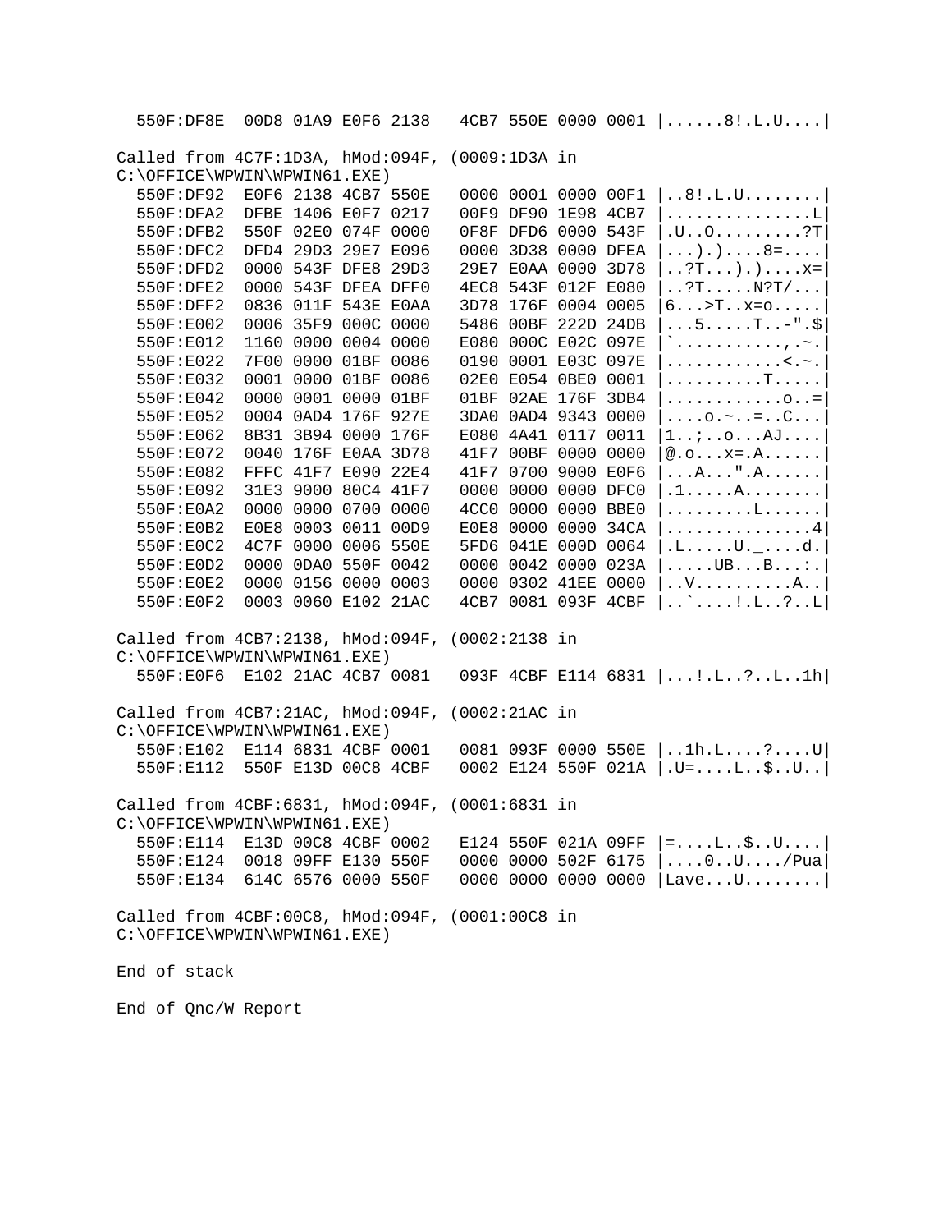```
  550F:DF8E  00D8 01A9 E0F6 2138   4CB7 550E 0000 0001 |......8!.L.U....|

Called from 4C7F:1D3A, hMod:094F, (0009:1D3A in
C:\OFFICE\WPWIN\WPWIN61.EXE)
  550F:DF92  E0F6 2138 4CB7 550E   0000 0001 0000 00F1 |..8!.L.U........|
  550F:DFA2  DFBE 1406 E0F7 0217   00F9 DF90 1E98 4CB7 |...............L|
  550F:DFB2  550F 02E0 074F 0000   0F8F DFD6 0000 543F |.U..O.........?T|
  550F:DFC2  DFD4 29D3 29E7 E096   0000 3D38 0000 DFEA |...).)....8=....|
  550F:DFD2  0000 543F DFE8 29D3   29E7 E0AA 0000 3D78 |..?T...).)....x=|
  550F:DFE2  0000 543F DFEA DFF0   4EC8 543F 012F E080 |..?T.....N?T/...|
  550F:DFF2  0836 011F 543E E0AA   3D78 176F 0004 0005 |6...>T..x=o.....|
  550F:E002  0006 35F9 000C 0000   5486 00BF 222D 24DB |...5.....T..-".$|
  550F:E012  1160 0000 0004 0000   E080 000C E02C 097E |`...........,.~.|
  550F:E022  7F00 0000 01BF 0086   0190 0001 E03C 097E |............<.~.|
  550F:E032  0001 0000 01BF 0086   02E0 E054 0BE0 0001 |..........T.....|
  550F:E042  0000 0001 0000 01BF   01BF 02AE 176F 3DB4 |............o..=|
  550F:E052  0004 0AD4 176F 927E   3DA0 0AD4 9343 0000 |....o.~..=..C...|
  550F:E062  8B31 3B94 0000 176F   E080 4A41 0117 0011 |1..;..o...AJ....|
  550F:E072  0040 176F E0AA 3D78   41F7 00BF 0000 0000 |@.o...x=.A......|
  550F:E082  FFFC 41F7 E090 22E4   41F7 0700 9000 E0F6 |...A...".A......|
  550F:E092  31E3 9000 80C4 41F7   0000 0000 0000 DFC0 |.1.....A........|
  550F:E0A2  0000 0000 0700 0000   4CC0 0000 0000 BBE0 |.........L......|
  550F:E0B2  E0E8 0003 0011 00D9   E0E8 0000 0000 34CA |...............4|
  550F:E0C2  4C7F 0000 0006 550E   5FD6 041E 000D 0064 |.L.....U._....d.|
  550F:E0D2  0000 0DA0 550F 0042   0000 0042 0000 023A |.....UB...B...:.|
  550F:E0E2  0000 0156 0000 0003   0000 0302 41EE 0000 |..V..........A..|
  550F:E0F2  0003 0060 E102 21AC   4CB7 0081 093F 4CBF |..`....!.L..?..L|

Called from 4CB7:2138, hMod:094F, (0002:2138 in
C:\OFFICE\WPWIN\WPWIN61.EXE)
  550F:E0F6  E102 21AC 4CB7 0081   093F 4CBF E114 6831 |...!.L..?..L..1h|

Called from 4CB7:21AC, hMod:094F, (0002:21AC in
C:\OFFICE\WPWIN\WPWIN61.EXE)
  550F:E102  E114 6831 4CBF 0001   0081 093F 0000 550E |..1h.L....?....U|
  550F:E112  550F E13D 00C8 4CBF   0002 E124 550F 021A |.U=....L..$..U..|

Called from 4CBF:6831, hMod:094F, (0001:6831 in
C:\OFFICE\WPWIN\WPWIN61.EXE)
  550F:E114  E13D 00C8 4CBF 0002   E124 550F 021A 09FF |=....L..$..U....|
  550F:E124  0018 09FF E130 550F   0000 0000 502F 6175 |....0..U..../Pua|
  550F:E134  614C 6576 0000 550F   0000 0000 0000 0000 |Lave...U........|

Called from 4CBF:00C8, hMod:094F, (0001:00C8 in
C:\OFFICE\WPWIN\WPWIN61.EXE)

End of stack

End of Qnc/W Report
```